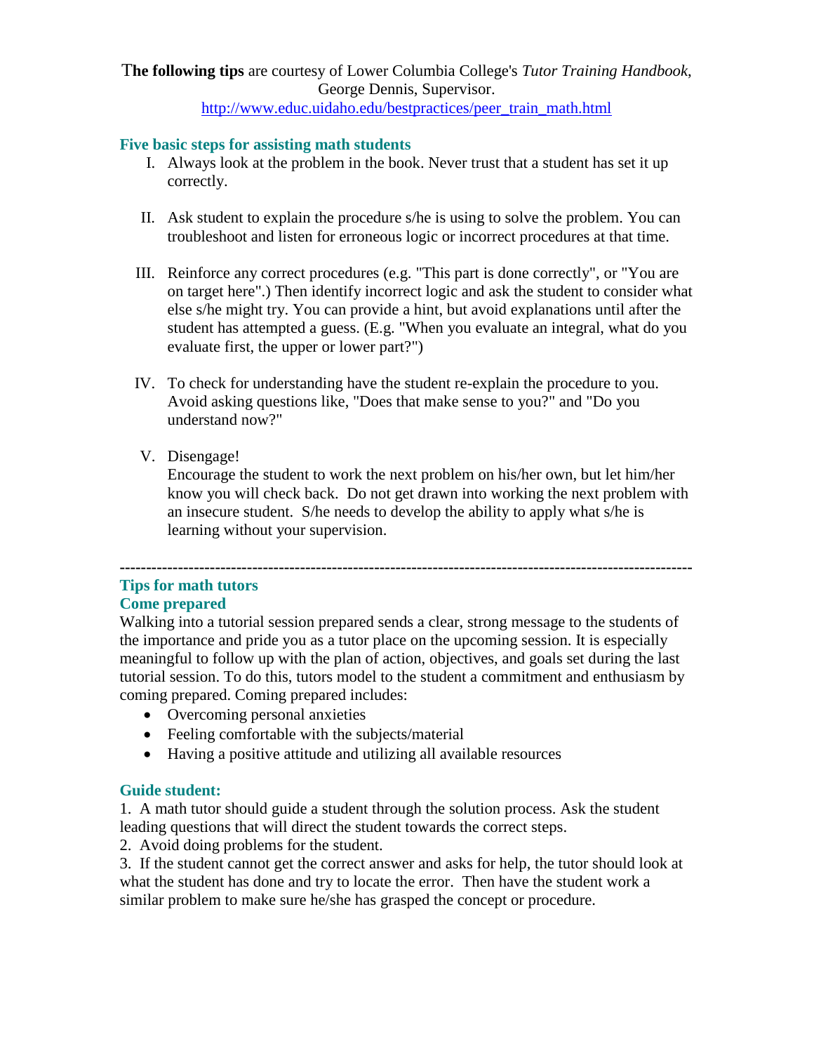**The following tips** are courtesy of Lower Columbia College's *Tutor Training Handbook*, George Dennis, Supervisor.
http://www.educ.uidaho.edu/bestpractices/peer_train_math.html

## Five basic steps for assisting math students

I. Always look at the problem in the book. Never trust that a student has set it up correctly.

II. Ask student to explain the procedure s/he is using to solve the problem. You can troubleshoot and listen for erroneous logic or incorrect procedures at that time.

III. Reinforce any correct procedures (e.g. "This part is done correctly", or "You are on target here".) Then identify incorrect logic and ask the student to consider what else s/he might try. You can provide a hint, but avoid explanations until after the student has attempted a guess. (E.g. "When you evaluate an integral, what do you evaluate first, the upper or lower part?")

IV. To check for understanding have the student re-explain the procedure to you. Avoid asking questions like, "Does that make sense to you?" and "Do you understand now?"

V. Disengage!
Encourage the student to work the next problem on his/her own, but let him/her know you will check back. Do not get drawn into working the next problem with an insecure student. S/he needs to develop the ability to apply what s/he is learning without your supervision.

---

## Tips for math tutors

### Come prepared

Walking into a tutorial session prepared sends a clear, strong message to the students of the importance and pride you as a tutor place on the upcoming session. It is especially meaningful to follow up with the plan of action, objectives, and goals set during the last tutorial session. To do this, tutors model to the student a commitment and enthusiasm by coming prepared. Coming prepared includes:

- Overcoming personal anxieties
- Feeling comfortable with the subjects/material
- Having a positive attitude and utilizing all available resources

### Guide student:

1. A math tutor should guide a student through the solution process. Ask the student leading questions that will direct the student towards the correct steps.
2. Avoid doing problems for the student.
3. If the student cannot get the correct answer and asks for help, the tutor should look at what the student has done and try to locate the error. Then have the student work a similar problem to make sure he/she has grasped the concept or procedure.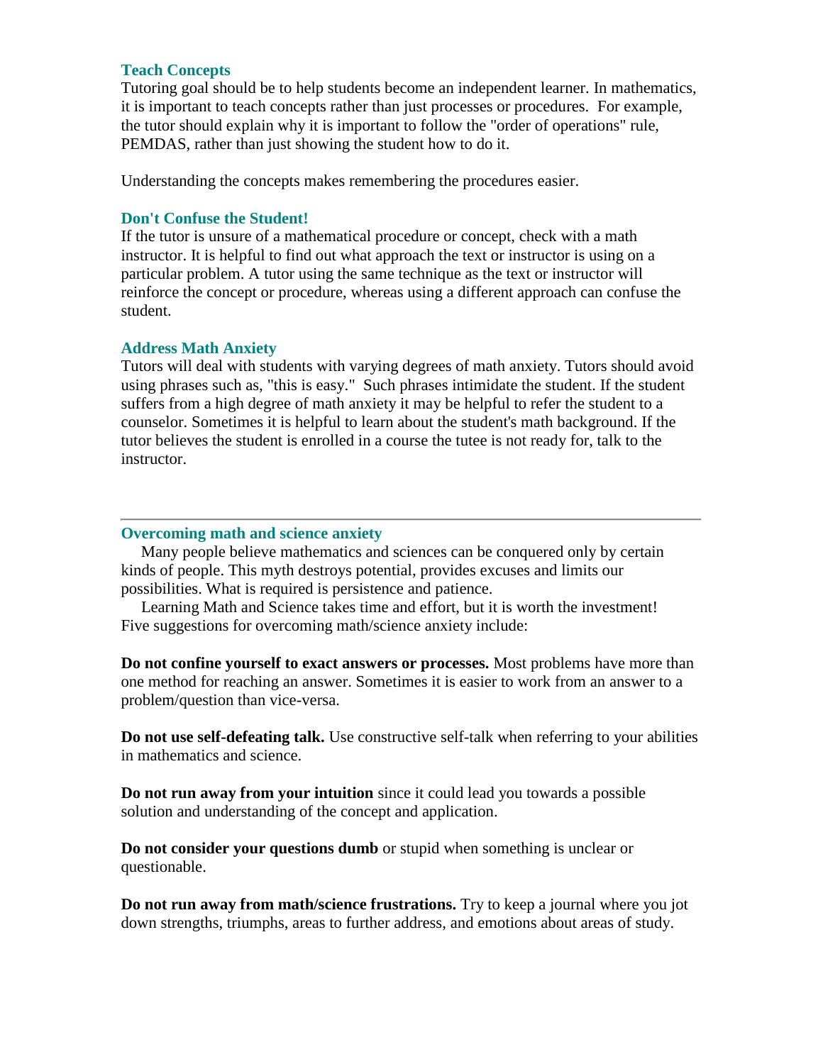### Teach Concepts

Tutoring goal should be to help students become an independent learner. In mathematics, it is important to teach concepts rather than just processes or procedures. For example, the tutor should explain why it is important to follow the "order of operations" rule, PEMDAS, rather than just showing the student how to do it.

Understanding the concepts makes remembering the procedures easier.

### Don't Confuse the Student!

If the tutor is unsure of a mathematical procedure or concept, check with a math instructor. It is helpful to find out what approach the text or instructor is using on a particular problem. A tutor using the same technique as the text or instructor will reinforce the concept or procedure, whereas using a different approach can confuse the student.

### Address Math Anxiety

Tutors will deal with students with varying degrees of math anxiety. Tutors should avoid using phrases such as, "this is easy." Such phrases intimidate the student. If the student suffers from a high degree of math anxiety it may be helpful to refer the student to a counselor. Sometimes it is helpful to learn about the student's math background. If the tutor believes the student is enrolled in a course the tutee is not ready for, talk to the instructor.

---

### Overcoming math and science anxiety

Many people believe mathematics and sciences can be conquered only by certain kinds of people. This myth destroys potential, provides excuses and limits our possibilities. What is required is persistence and patience.

Learning Math and Science takes time and effort, but it is worth the investment! Five suggestions for overcoming math/science anxiety include:

**Do not confine yourself to exact answers or processes.** Most problems have more than one method for reaching an answer. Sometimes it is easier to work from an answer to a problem/question than vice-versa.

**Do not use self-defeating talk.** Use constructive self-talk when referring to your abilities in mathematics and science.

**Do not run away from your intuition** since it could lead you towards a possible solution and understanding of the concept and application.

**Do not consider your questions dumb** or stupid when something is unclear or questionable.

**Do not run away from math/science frustrations.** Try to keep a journal where you jot down strengths, triumphs, areas to further address, and emotions about areas of study.